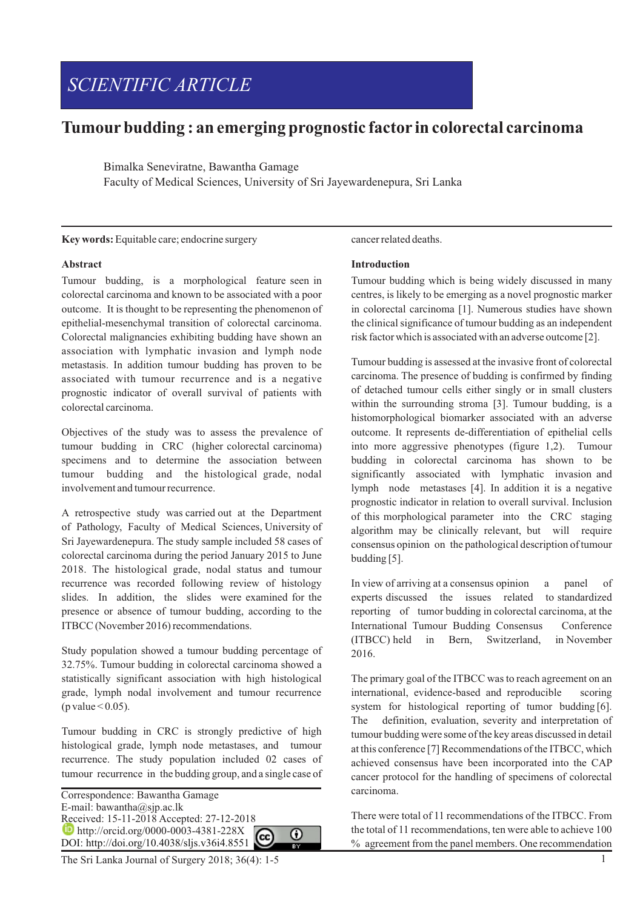SCIENTIFIC ARTICLE

# Tumour budding : an emerging prognostic factor in colorectal carcinoma

Bimalka Seneviratne, Bawantha Gamage
Faculty of Medical Sciences, University of Sri Jayewardenepura, Sri Lanka

**Key words:** Equitable care; endocrine surgery

## Abstract

Tumour budding, is a morphological feature seen in colorectal carcinoma and known to be associated with a poor outcome. It is thought to be representing the phenomenon of epithelial-mesenchymal transition of colorectal carcinoma. Colorectal malignancies exhibiting budding have shown an association with lymphatic invasion and lymph node metastasis. In addition tumour budding has proven to be associated with tumour recurrence and is a negative prognostic indicator of overall survival of patients with colorectal carcinoma.

Objectives of the study was to assess the prevalence of tumour budding in CRC (higher colorectal carcinoma) specimens and to determine the association between tumour budding and the histological grade, nodal involvement and tumour recurrence.

A retrospective study was carried out at the Department of Pathology, Faculty of Medical Sciences, University of Sri Jayewardenepura. The study sample included 58 cases of colorectal carcinoma during the period January 2015 to June 2018. The histological grade, nodal status and tumour recurrence was recorded following review of histology slides. In addition, the slides were examined for the presence or absence of tumour budding, according to the ITBCC (November 2016) recommendations.

Study population showed a tumour budding percentage of 32.75%. Tumour budding in colorectal carcinoma showed a statistically significant association with high histological grade, lymph nodal involvement and tumour recurrence ($p$ value $< 0.05$).

Tumour budding in CRC is strongly predictive of high histological grade, lymph node metastases, and tumour recurrence. The study population included 02 cases of tumour recurrence in the budding group, and a single case of cancer related deaths.

## Introduction

Tumour budding which is being widely discussed in many centres, is likely to be emerging as a novel prognostic marker in colorectal carcinoma [1]. Numerous studies have shown the clinical significance of tumour budding as an independent risk factor which is associated with an adverse outcome [2].

Tumour budding is assessed at the invasive front of colorectal carcinoma. The presence of budding is confirmed by finding of detached tumour cells either singly or in small clusters within the surrounding stroma [3]. Tumour budding, is a histomorphological biomarker associated with an adverse outcome. It represents de-differentiation of epithelial cells into more aggressive phenotypes (figure 1,2). Tumour budding in colorectal carcinoma has shown to be significantly associated with lymphatic invasion and lymph node metastases [4]. In addition it is a negative prognostic indicator in relation to overall survival. Inclusion of this morphological parameter into the CRC staging algorithm may be clinically relevant, but will require consensus opinion on the pathological description of tumour budding [5].

In view of arriving at a consensus opinion a panel of experts discussed the issues related to standardized reporting of tumor budding in colorectal carcinoma, at the International Tumour Budding Consensus Conference (ITBCC) held in Bern, Switzerland, in November 2016.

The primary goal of the ITBCC was to reach agreement on an international, evidence-based and reproducible scoring system for histological reporting of tumor budding [6]. The definition, evaluation, severity and interpretation of tumour budding were some of the key areas discussed in detail at this conference [7] Recommendations of the ITBCC, which achieved consensus have been incorporated into the CAP cancer protocol for the handling of specimens of colorectal carcinoma.

There were total of 11 recommendations of the ITBCC. From the total of 11 recommendations, ten were able to achieve 100 % agreement from the panel members. One recommendation

Correspondence: Bawantha Gamage
E-mail: bawantha@sjp.ac.lk
Received: 15-11-2018 Accepted: 27-12-2018
http://orcid.org/0000-0003-4381-228X
DOI: http://doi.org/10.4038/sljs.v36i4.8551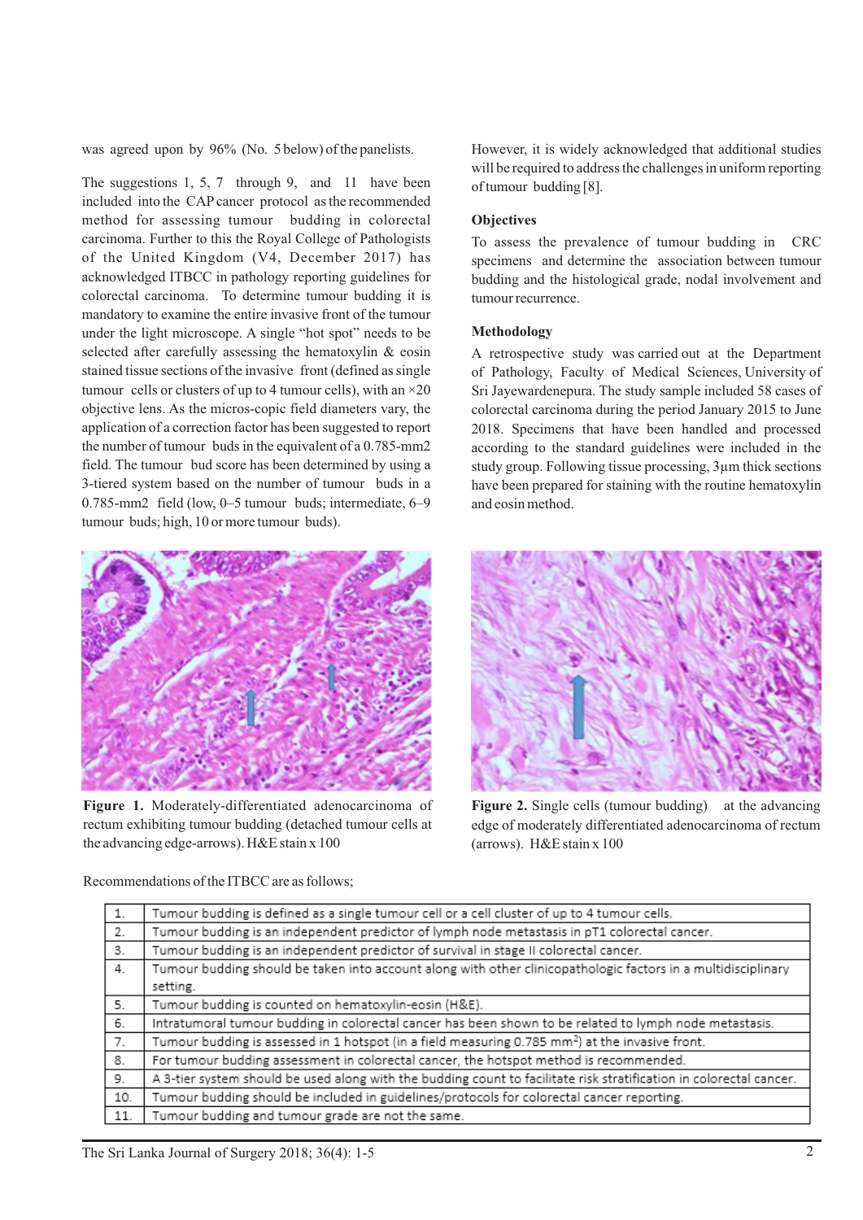was agreed upon by 96% (No. 5 below) of the panelists.

The suggestions 1, 5, 7 through 9, and 11 have been included into the CAP cancer protocol as the recommended method for assessing tumour budding in colorectal carcinoma. Further to this the Royal College of Pathologists of the United Kingdom (V4, December 2017) has acknowledged ITBCC in pathology reporting guidelines for colorectal carcinoma. To determine tumour budding it is mandatory to examine the entire invasive front of the tumour under the light microscope. A single "hot spot" needs to be selected after carefully assessing the hematoxylin & eosin stained tissue sections of the invasive front (defined as single tumour cells or clusters of up to 4 tumour cells), with an ×20 objective lens. As the micros-copic field diameters vary, the application of a correction factor has been suggested to report the number of tumour buds in the equivalent of a 0.785-mm2 field. The tumour bud score has been determined by using a 3-tiered system based on the number of tumour buds in a 0.785-mm2 field (low, 0–5 tumour buds; intermediate, 6–9 tumour buds; high, 10 or more tumour buds).

However, it is widely acknowledged that additional studies will be required to address the challenges in uniform reporting of tumour budding [8].

### Objectives

To assess the prevalence of tumour budding in CRC specimens and determine the association between tumour budding and the histological grade, nodal involvement and tumour recurrence.

### Methodology

A retrospective study was carried out at the Department of Pathology, Faculty of Medical Sciences, University of Sri Jayewardenepura. The study sample included 58 cases of colorectal carcinoma during the period January 2015 to June 2018. Specimens that have been handled and processed according to the standard guidelines were included in the study group. Following tissue processing, 3µm thick sections have been prepared for staining with the routine hematoxylin and eosin method.

**Figure 1.** Moderately-differentiated adenocarcinoma of rectum exhibiting tumour budding (detached tumour cells at the advancing edge-arrows). H&E stain x 100

**Figure 2.** Single cells (tumour budding) at the advancing edge of moderately differentiated adenocarcinoma of rectum (arrows). H&E stain x 100

Recommendations of the ITBCC are as follows;

| | |
|---|---|
| 1. | Tumour budding is defined as a single tumour cell or a cell cluster of up to 4 tumour cells. |
| 2. | Tumour budding is an independent predictor of lymph node metastasis in pT1 colorectal cancer. |
| 3. | Tumour budding is an independent predictor of survival in stage II colorectal cancer. |
| 4. | Tumour budding should be taken into account along with other clinicopathologic factors in a multidisciplinary setting. |
| 5. | Tumour budding is counted on hematoxylin-eosin (H&E). |
| 6. | Intratumoral tumour budding in colorectal cancer has been shown to be related to lymph node metastasis. |
| 7. | Tumour budding is assessed in 1 hotspot (in a field measuring 0.785 $mm^2$) at the invasive front. |
| 8. | For tumour budding assessment in colorectal cancer, the hotspot method is recommended. |
| 9. | A 3-tier system should be used along with the budding count to facilitate risk stratification in colorectal cancer. |
| 10. | Tumour budding should be included in guidelines/protocols for colorectal cancer reporting. |
| 11. | Tumour budding and tumour grade are not the same. |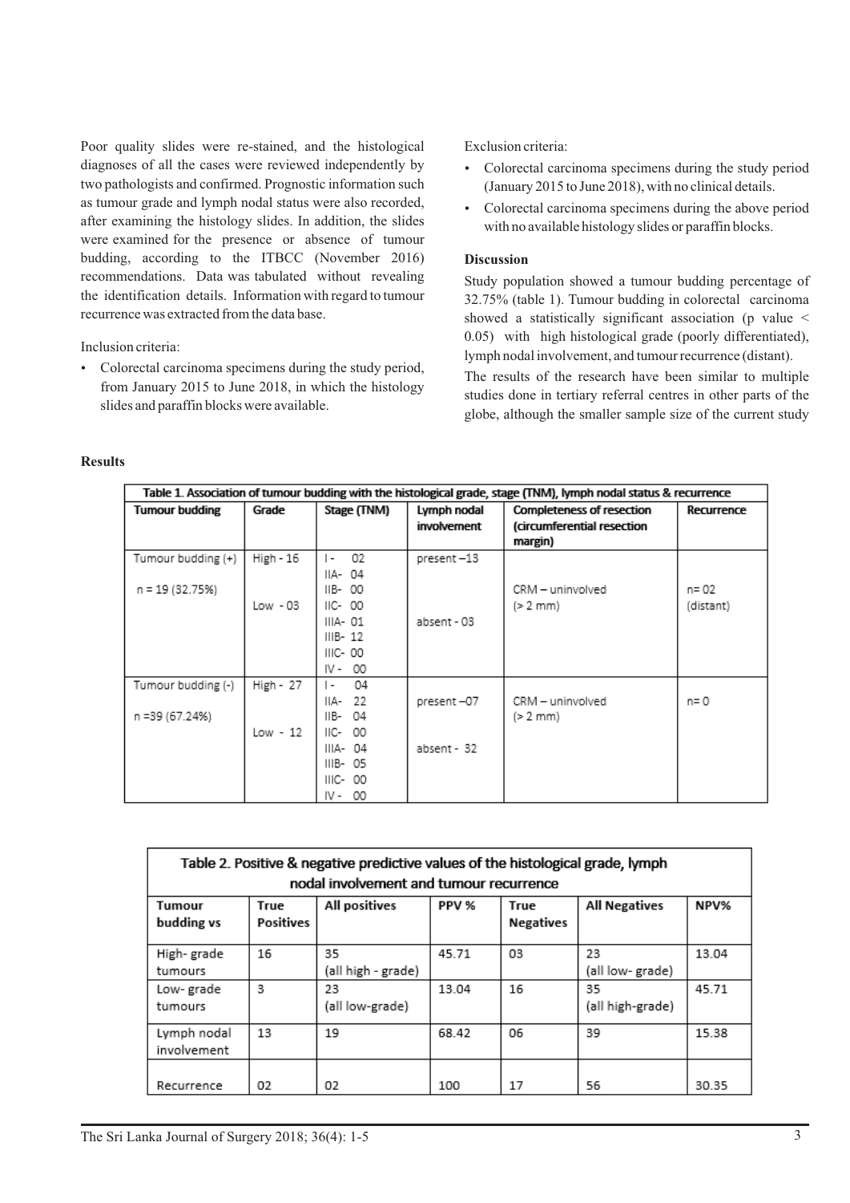Poor quality slides were re-stained, and the histological diagnoses of all the cases were reviewed independently by two pathologists and confirmed. Prognostic information such as tumour grade and lymph nodal status were also recorded, after examining the histology slides. In addition, the slides were examined for the presence or absence of tumour budding, according to the ITBCC (November 2016) recommendations. Data was tabulated without revealing the identification details. Information with regard to tumour recurrence was extracted from the data base.

Inclusion criteria:

- Colorectal carcinoma specimens during the study period, from January 2015 to June 2018, in which the histology slides and paraffin blocks were available.

Exclusion criteria:

- Colorectal carcinoma specimens during the study period (January 2015 to June 2018), with no clinical details.
- Colorectal carcinoma specimens during the above period with no available histology slides or paraffin blocks.

### Discussion

Study population showed a tumour budding percentage of 32.75% (table 1). Tumour budding in colorectal carcinoma showed a statistically significant association ($p$ value $< 0.05$) with high histological grade (poorly differentiated), lymph nodal involvement, and tumour recurrence (distant).

The results of the research have been similar to multiple studies done in tertiary referral centres in other parts of the globe, although the smaller sample size of the current study

### Results

Table 1. Association of tumour budding with the histological grade, stage (TNM), lymph nodal status & recurrence

| Tumour budding | Grade | Stage (TNM) | Lymph nodal involvement | Completeness of resection (circumferential resection margin) | Recurrence |
|---|---|---|---|---|---|
| Tumour budding (+) n = 19 (32.75%) | High - 16 Low - 03 | I - 02, IIA- 04, IIB- 00, IIC- 00, IIIA- 01, IIIB- 12, IIIC- 00, IV - 00 | present –13 absent - 03 | CRM – uninvolved (> 2 mm) | n= 02 (distant) |
| Tumour budding (-) n =39 (67.24%) | High - 27 Low - 12 | I - 04, IIA- 22, IIB- 04, IIC- 00, IIIA- 04, IIIB- 05, IIIC- 00, IV - 00 | present –07 absent - 32 | CRM – uninvolved (> 2 mm) | n= 0 |

Table 2. Positive & negative predictive values of the histological grade, lymph nodal involvement and tumour recurrence

| Tumour budding vs | True Positives | All positives | PPV % | True Negatives | All Negatives | NPV% |
|---|---|---|---|---|---|---|
| High- grade tumours | 16 | 35 (all high - grade) | 45.71 | 03 | 23 (all low- grade) | 13.04 |
| Low- grade tumours | 3 | 23 (all low-grade) | 13.04 | 16 | 35 (all high-grade) | 45.71 |
| Lymph nodal involvement | 13 | 19 | 68.42 | 06 | 39 | 15.38 |
| Recurrence | 02 | 02 | 100 | 17 | 56 | 30.35 |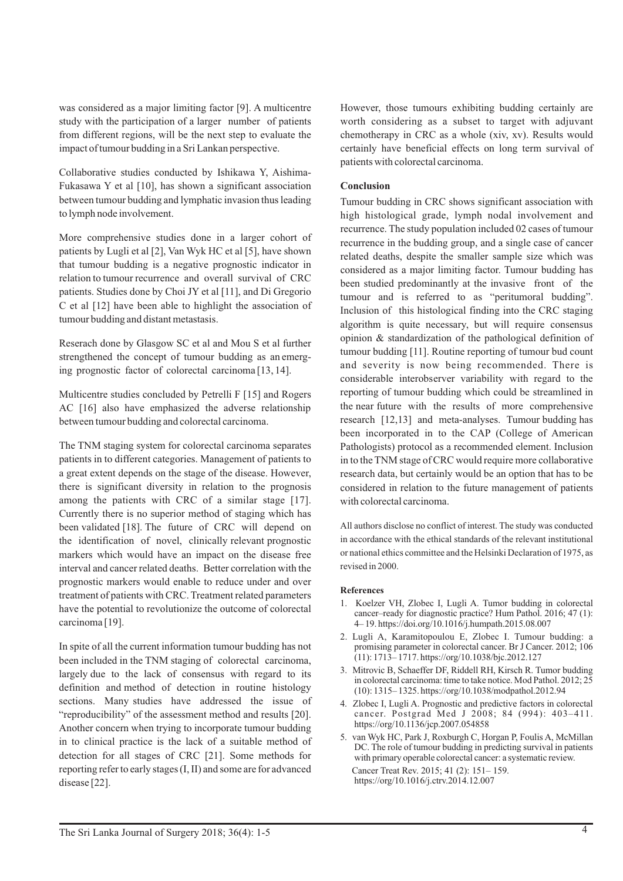was considered as a major limiting factor [9]. A multicentre study with the participation of a larger number of patients from different regions, will be the next step to evaluate the impact of tumour budding in a Sri Lankan perspective.

Collaborative studies conducted by Ishikawa Y, Aishima-Fukasawa Y et al [10], has shown a significant association between tumour budding and lymphatic invasion thus leading to lymph node involvement.

More comprehensive studies done in a larger cohort of patients by Lugli et al [2], Van Wyk HC et al [5], have shown that tumour budding is a negative prognostic indicator in relation to tumour recurrence and overall survival of CRC patients. Studies done by Choi JY et al [11], and Di Gregorio C et al [12] have been able to highlight the association of tumour budding and distant metastasis.

Reserach done by Glasgow SC et al and Mou S et al further strengthened the concept of tumour budding as an emerging prognostic factor of colorectal carcinoma [13, 14].

Multicentre studies concluded by Petrelli F [15] and Rogers AC [16] also have emphasized the adverse relationship between tumour budding and colorectal carcinoma.

The TNM staging system for colorectal carcinoma separates patients in to different categories. Management of patients to a great extent depends on the stage of the disease. However, there is significant diversity in relation to the prognosis among the patients with CRC of a similar stage [17]. Currently there is no superior method of staging which has been validated [18]. The future of CRC will depend on the identification of novel, clinically relevant prognostic markers which would have an impact on the disease free interval and cancer related deaths. Better correlation with the prognostic markers would enable to reduce under and over treatment of patients with CRC. Treatment related parameters have the potential to revolutionize the outcome of colorectal carcinoma [19].

In spite of all the current information tumour budding has not been included in the TNM staging of colorectal carcinoma, largely due to the lack of consensus with regard to its definition and method of detection in routine histology sections. Many studies have addressed the issue of "reproducibility" of the assessment method and results [20]. Another concern when trying to incorporate tumour budding in to clinical practice is the lack of a suitable method of detection for all stages of CRC [21]. Some methods for reporting refer to early stages (I, II) and some are for advanced disease [22].

However, those tumours exhibiting budding certainly are worth considering as a subset to target with adjuvant chemotherapy in CRC as a whole (xiv, xv). Results would certainly have beneficial effects on long term survival of patients with colorectal carcinoma.

## Conclusion

Tumour budding in CRC shows significant association with high histological grade, lymph nodal involvement and recurrence. The study population included 02 cases of tumour recurrence in the budding group, and a single case of cancer related deaths, despite the smaller sample size which was considered as a major limiting factor. Tumour budding has been studied predominantly at the invasive front of the tumour and is referred to as "peritumoral budding". Inclusion of this histological finding into the CRC staging algorithm is quite necessary, but will require consensus opinion & standardization of the pathological definition of tumour budding [11]. Routine reporting of tumour bud count and severity is now being recommended. There is considerable interobserver variability with regard to the reporting of tumour budding which could be streamlined in the near future with the results of more comprehensive research [12,13] and meta-analyses. Tumour budding has been incorporated in to the CAP (College of American Pathologists) protocol as a recommended element. Inclusion in to the TNM stage of CRC would require more collaborative research data, but certainly would be an option that has to be considered in relation to the future management of patients with colorectal carcinoma.

All authors disclose no conflict of interest. The study was conducted in accordance with the ethical standards of the relevant institutional or national ethics committee and the Helsinki Declaration of 1975, as revised in 2000.

### References

1. Koelzer VH, Zlobec I, Lugli A. Tumor budding in colorectal cancer–ready for diagnostic practice? Hum Pathol. 2016; 47 (1): 4– 19. https://doi.org/10.1016/j.humpath.2015.08.007
2. Lugli A, Karamitopoulou E, Zlobec I. Tumour budding: a promising parameter in colorectal cancer. Br J Cancer. 2012; 106 (11): 1713– 1717. https://org/10.1038/bjc.2012.127
3. Mitrovic B, Schaeffer DF, Riddell RH, Kirsch R. Tumor budding in colorectal carcinoma: time to take notice. Mod Pathol. 2012; 25 (10): 1315– 1325. https://org/10.1038/modpathol.2012.94
4. Zlobec I, Lugli A. Prognostic and predictive factors in colorectal cancer. Postgrad Med J 2008; 84 (994): 403–411. https://org/10.1136/jcp.2007.054858
5. van Wyk HC, Park J, Roxburgh C, Horgan P, Foulis A, McMillan DC. The role of tumour budding in predicting survival in patients with primary operable colorectal cancer: a systematic review. Cancer Treat Rev. 2015; 41 (2): 151– 159. https://org/10.1016/j.ctrv.2014.12.007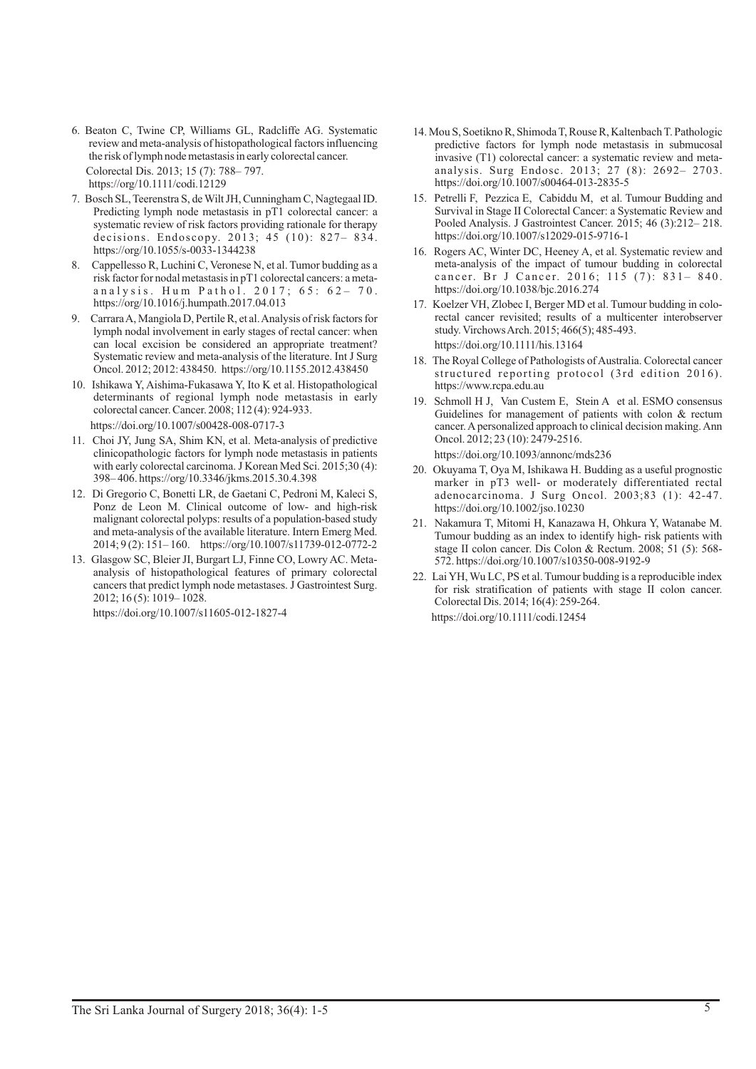6. Beaton C, Twine CP, Williams GL, Radcliffe AG. Systematic review and meta-analysis of histopathological factors influencing the risk of lymph node metastasis in early colorectal cancer. Colorectal Dis. 2013; 15 (7): 788– 797. https://org/10.1111/codi.12129
7. Bosch SL, Teerenstra S, de Wilt JH, Cunningham C, Nagtegaal ID. Predicting lymph node metastasis in pT1 colorectal cancer: a systematic review of risk factors providing rationale for therapy decisions. Endoscopy. 2013; 45 (10): 827– 834. https://org/10.1055/s-0033-1344238
8. Cappellesso R, Luchini C, Veronese N, et al. Tumor budding as a risk factor for nodal metastasis in pT1 colorectal cancers: a meta-analysis. Hum Pathol. 2017; 65: 62– 70. https://org/10.1016/j.humpath.2017.04.013
9. Carrara A, Mangiola D, Pertile R, et al. Analysis of risk factors for lymph nodal involvement in early stages of rectal cancer: when can local excision be considered an appropriate treatment? Systematic review and meta-analysis of the literature. Int J Surg Oncol. 2012; 2012: 438450. https://org/10.1155.2012.438450
10. Ishikawa Y, Aishima-Fukasawa Y, Ito K et al. Histopathological determinants of regional lymph node metastasis in early colorectal cancer. Cancer. 2008; 112 (4): 924-933. https://doi.org/10.1007/s00428-008-0717-3
11. Choi JY, Jung SA, Shim KN, et al. Meta-analysis of predictive clinicopathologic factors for lymph node metastasis in patients with early colorectal carcinoma. J Korean Med Sci. 2015;30 (4): 398– 406. https://org/10.3346/jkms.2015.30.4.398
12. Di Gregorio C, Bonetti LR, de Gaetani C, Pedroni M, Kaleci S, Ponz de Leon M. Clinical outcome of low- and high-risk malignant colorectal polyps: results of a population-based study and meta-analysis of the available literature. Intern Emerg Med. 2014; 9 (2): 151– 160. https://org/10.1007/s11739-012-0772-2
13. Glasgow SC, Bleier JI, Burgart LJ, Finne CO, Lowry AC. Meta-analysis of histopathological features of primary colorectal cancers that predict lymph node metastases. J Gastrointest Surg. 2012; 16 (5): 1019– 1028. https://doi.org/10.1007/s11605-012-1827-4
14. Mou S, Soetikno R, Shimoda T, Rouse R, Kaltenbach T. Pathologic predictive factors for lymph node metastasis in submucosal invasive (T1) colorectal cancer: a systematic review and meta-analysis. Surg Endosc. 2013; 27 (8): 2692– 2703. https://doi.org/10.1007/s00464-013-2835-5
15. Petrelli F, Pezzica E, Cabiddu M, et al. Tumour Budding and Survival in Stage II Colorectal Cancer: a Systematic Review and Pooled Analysis. J Gastrointest Cancer. 2015; 46 (3):212– 218. https://doi.org/10.1007/s12029-015-9716-1
16. Rogers AC, Winter DC, Heeney A, et al. Systematic review and meta-analysis of the impact of tumour budding in colorectal cancer. Br J Cancer. 2016; 115 (7): 831– 840. https://doi.org/10.1038/bjc.2016.274
17. Koelzer VH, Zlobec I, Berger MD et al. Tumour budding in colorectal cancer revisited; results of a multicenter interobserver study. Virchows Arch. 2015; 466(5); 485-493. https://doi.org/10.1111/his.13164
18. The Royal College of Pathologists of Australia. Colorectal cancer structured reporting protocol (3rd edition 2016). https://www.rcpa.edu.au
19. Schmoll H J, Van Custem E, Stein A et al. ESMO consensus Guidelines for management of patients with colon & rectum cancer. A personalized approach to clinical decision making. Ann Oncol. 2012; 23 (10): 2479-2516. https://doi.org/10.1093/annonc/mds236
20. Okuyama T, Oya M, Ishikawa H. Budding as a useful prognostic marker in pT3 well- or moderately differentiated rectal adenocarcinoma. J Surg Oncol. 2003;83 (1): 42-47. https://doi.org/10.1002/jso.10230
21. Nakamura T, Mitomi H, Kanazawa H, Ohkura Y, Watanabe M. Tumour budding as an index to identify high- risk patients with stage II colon cancer. Dis Colon & Rectum. 2008; 51 (5): 568-572. https://doi.org/10.1007/s10350-008-9192-9
22. Lai YH, Wu LC, PS et al. Tumour budding is a reproducible index for risk stratification of patients with stage II colon cancer. Colorectal Dis. 2014; 16(4): 259-264. https://doi.org/10.1111/codi.12454